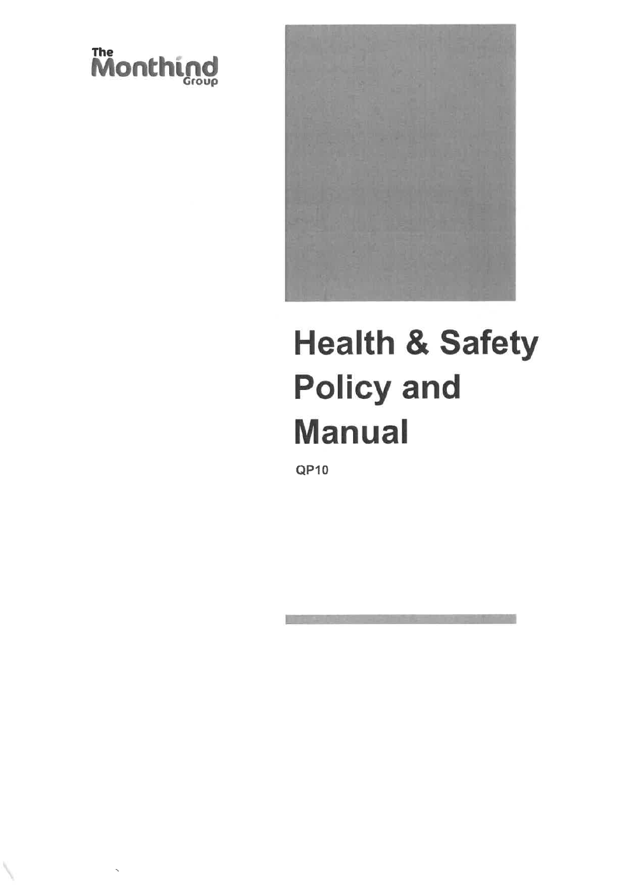The Monthind Group

# Health & Safety Policy and Manual

**QP10**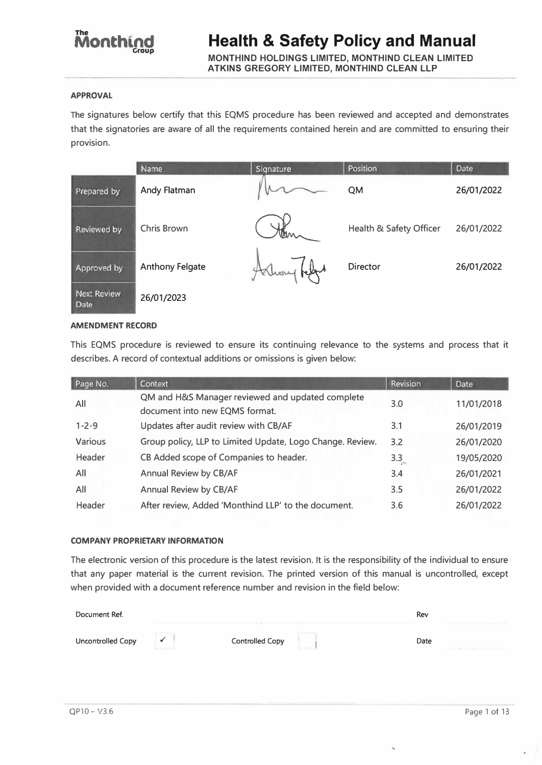# Health & Safety Policy and Manual

**MONTHIND HOLDINGS LIMITED, MONTHIND CLEAN LIMITED ATKINS GREGORY LIMITED, MONTHIND CLEAN LLP**

### APPROVAL

The signatures below certify that this EQMS procedure has been reviewed and accepted and demonstrates that the signatories are aware of all the requirements contained herein and are committed to ensuring their provision.

| | Name | Signature | Position | Date |
|---|---|---|---|---|
| Prepared by | Andy Flatman | | QM | 26/01/2022 |
| Reviewed by | Chris Brown | | Health & Safety Officer | 26/01/2022 |
| Approved by | Anthony Felgate | | Director | 26/01/2022 |
| Next Review Date | 26/01/2023 | | | |

### AMENDMENT RECORD

This EQMS procedure is reviewed to ensure its continuing relevance to the systems and process that it describes. A record of contextual additions or omissions is given below:

| Page No. | Context | Revision | Date |
|---|---|---|---|
| All | QM and H&S Manager reviewed and updated complete document into new EQMS format. | 3.0 | 11/01/2018 |
| 1-2-9 | Updates after audit review with CB/AF | 3.1 | 26/01/2019 |
| Various | Group policy, LLP to Limited Update, Logo Change. Review. | 3.2 | 26/01/2020 |
| Header | CB Added scope of Companies to header. | 3.3 | 19/05/2020 |
| All | Annual Review by CB/AF | 3.4 | 26/01/2021 |
| All | Annual Review by CB/AF | 3.5 | 26/01/2022 |
| Header | After review, Added 'Monthind LLP' to the document. | 3.6 | 26/01/2022 |

### COMPANY PROPRIETARY INFORMATION

The electronic version of this procedure is the latest revision. It is the responsibility of the individual to ensure that any paper material is the current revision. The printed version of this manual is uncontrolled, except when provided with a document reference number and revision in the field below:

| Document Ref. | | | | Rev | |
|---|---|---|---|---|---|
| Uncontrolled Copy | ✓ | Controlled Copy | | Date | |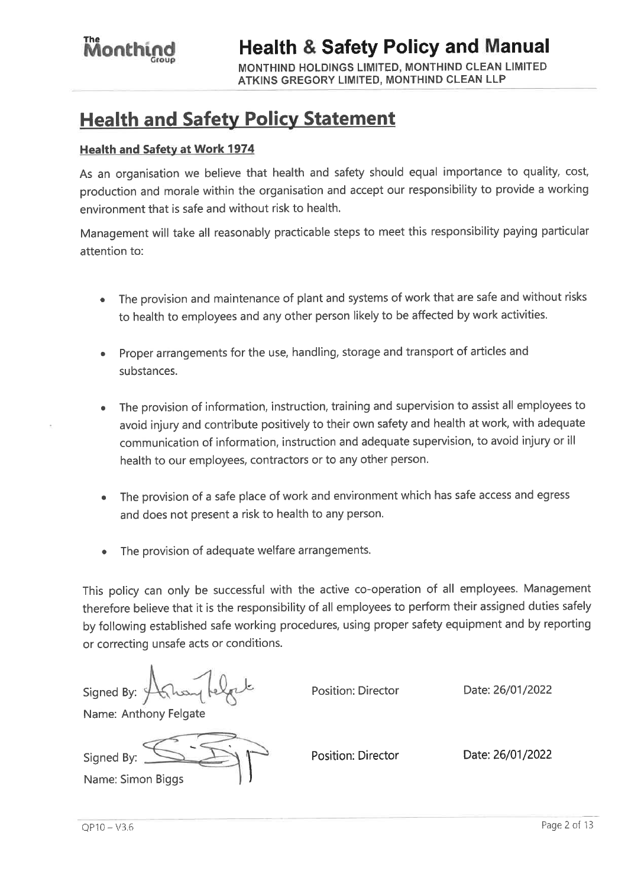# Health and Safety Policy Statement

## Health and Safety at Work 1974

As an organisation we believe that health and safety should equal importance to quality, cost, production and morale within the organisation and accept our responsibility to provide a working environment that is safe and without risk to health.

Management will take all reasonably practicable steps to meet this responsibility paying particular attention to:

- The provision and maintenance of plant and systems of work that are safe and without risks to health to employees and any other person likely to be affected by work activities.
- Proper arrangements for the use, handling, storage and transport of articles and substances.
- The provision of information, instruction, training and supervision to assist all employees to avoid injury and contribute positively to their own safety and health at work, with adequate communication of information, instruction and adequate supervision, to avoid injury or ill health to our employees, contractors or to any other person.
- The provision of a safe place of work and environment which has safe access and egress and does not present a risk to health to any person.
- The provision of adequate welfare arrangements.

This policy can only be successful with the active co-operation of all employees. Management therefore believe that it is the responsibility of all employees to perform their assigned duties safely by following established safe working procedures, using proper safety equipment and by reporting or correcting unsafe acts or conditions.

Signed By: [signature] Position: Director Date: 26/01/2022

Name: Anthony Felgate

Signed By: [signature] Position: Director Date: 26/01/2022

Name: Simon Biggs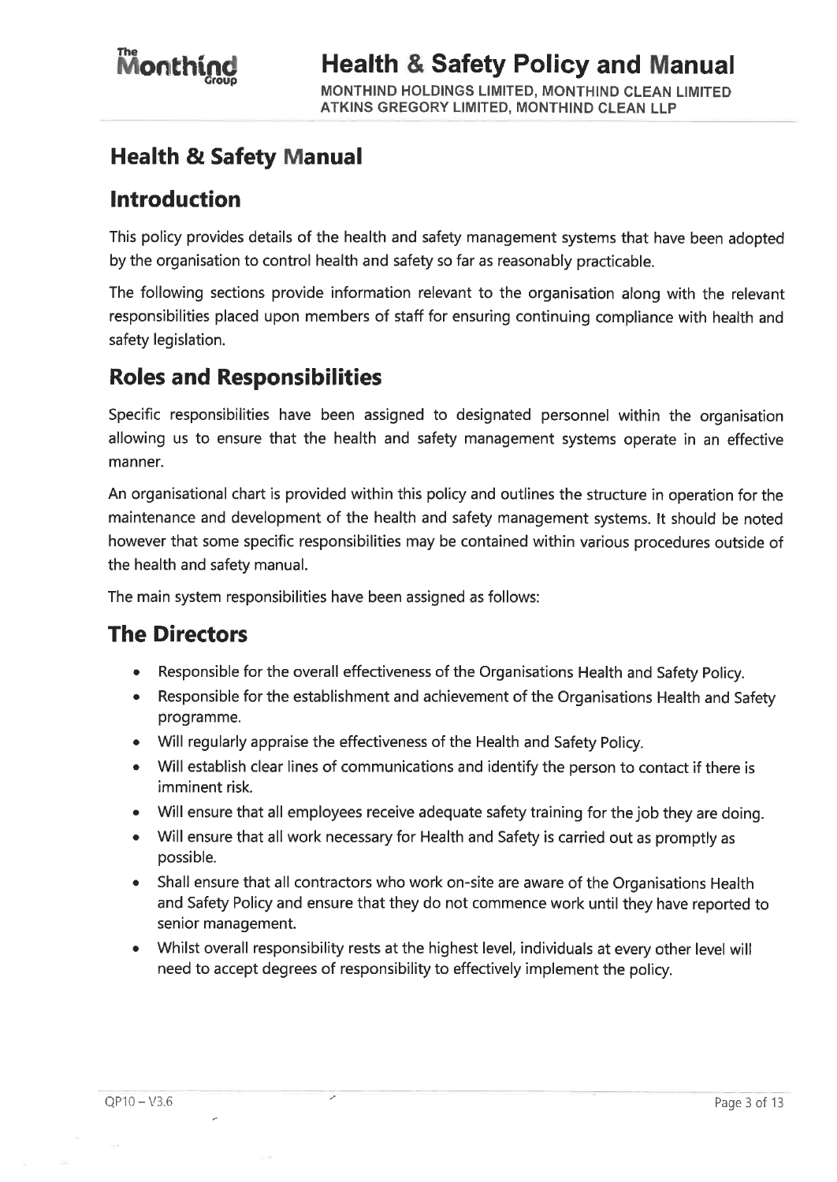## Health & Safety Manual

## Introduction

This policy provides details of the health and safety management systems that have been adopted by the organisation to control health and safety so far as reasonably practicable.

The following sections provide information relevant to the organisation along with the relevant responsibilities placed upon members of staff for ensuring continuing compliance with health and safety legislation.

## Roles and Responsibilities

Specific responsibilities have been assigned to designated personnel within the organisation allowing us to ensure that the health and safety management systems operate in an effective manner.

An organisational chart is provided within this policy and outlines the structure in operation for the maintenance and development of the health and safety management systems. It should be noted however that some specific responsibilities may be contained within various procedures outside of the health and safety manual.

The main system responsibilities have been assigned as follows:

## The Directors

- Responsible for the overall effectiveness of the Organisations Health and Safety Policy.
- Responsible for the establishment and achievement of the Organisations Health and Safety programme.
- Will regularly appraise the effectiveness of the Health and Safety Policy.
- Will establish clear lines of communications and identify the person to contact if there is imminent risk.
- Will ensure that all employees receive adequate safety training for the job they are doing.
- Will ensure that all work necessary for Health and Safety is carried out as promptly as possible.
- Shall ensure that all contractors who work on-site are aware of the Organisations Health and Safety Policy and ensure that they do not commence work until they have reported to senior management.
- Whilst overall responsibility rests at the highest level, individuals at every other level will need to accept degrees of responsibility to effectively implement the policy.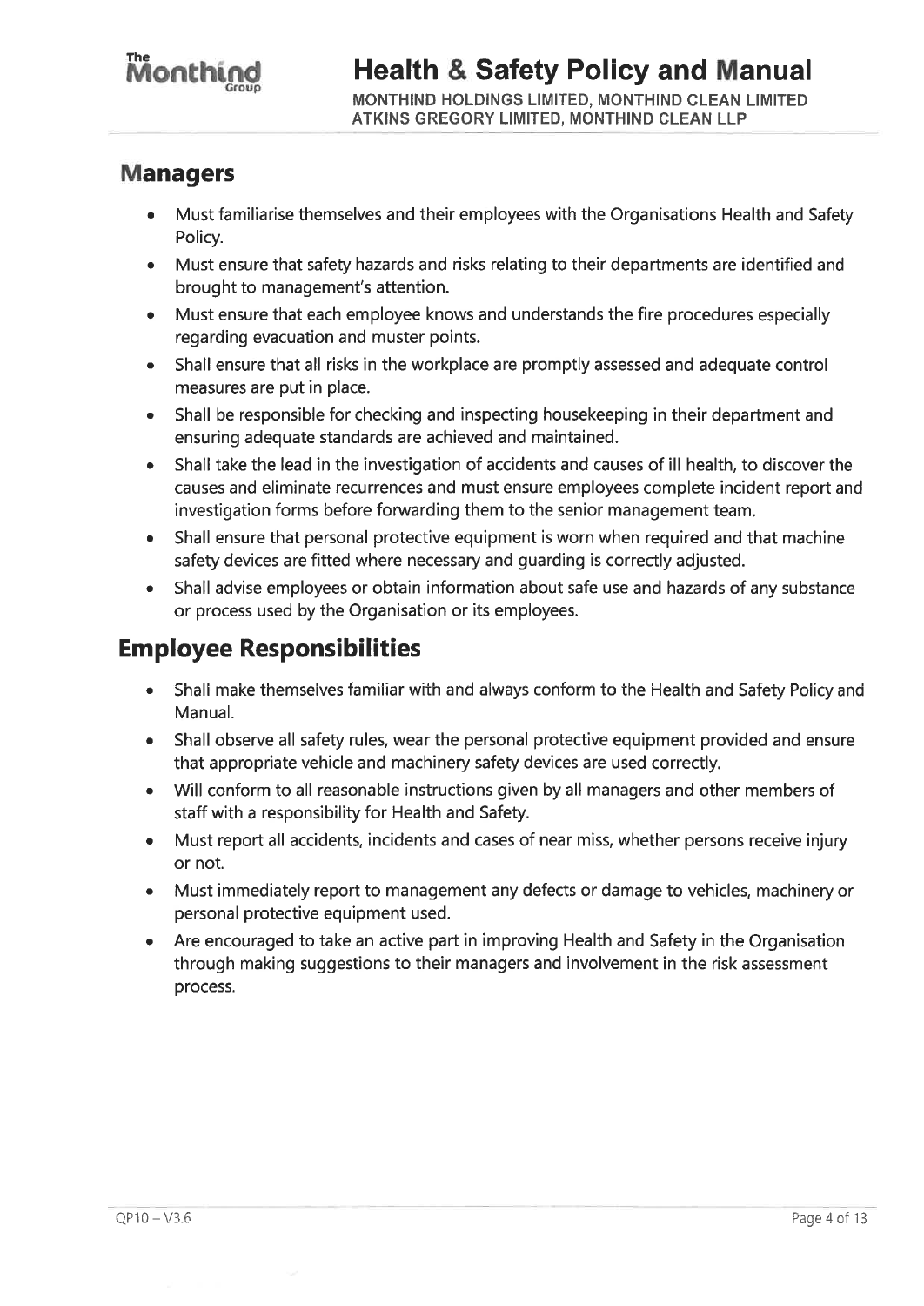## Managers

- Must familiarise themselves and their employees with the Organisations Health and Safety Policy.
- Must ensure that safety hazards and risks relating to their departments are identified and brought to management's attention.
- Must ensure that each employee knows and understands the fire procedures especially regarding evacuation and muster points.
- Shall ensure that all risks in the workplace are promptly assessed and adequate control measures are put in place.
- Shall be responsible for checking and inspecting housekeeping in their department and ensuring adequate standards are achieved and maintained.
- Shall take the lead in the investigation of accidents and causes of ill health, to discover the causes and eliminate recurrences and must ensure employees complete incident report and investigation forms before forwarding them to the senior management team.
- Shall ensure that personal protective equipment is worn when required and that machine safety devices are fitted where necessary and guarding is correctly adjusted.
- Shall advise employees or obtain information about safe use and hazards of any substance or process used by the Organisation or its employees.

## Employee Responsibilities

- Shall make themselves familiar with and always conform to the Health and Safety Policy and Manual.
- Shall observe all safety rules, wear the personal protective equipment provided and ensure that appropriate vehicle and machinery safety devices are used correctly.
- Will conform to all reasonable instructions given by all managers and other members of staff with a responsibility for Health and Safety.
- Must report all accidents, incidents and cases of near miss, whether persons receive injury or not.
- Must immediately report to management any defects or damage to vehicles, machinery or personal protective equipment used.
- Are encouraged to take an active part in improving Health and Safety in the Organisation through making suggestions to their managers and involvement in the risk assessment process.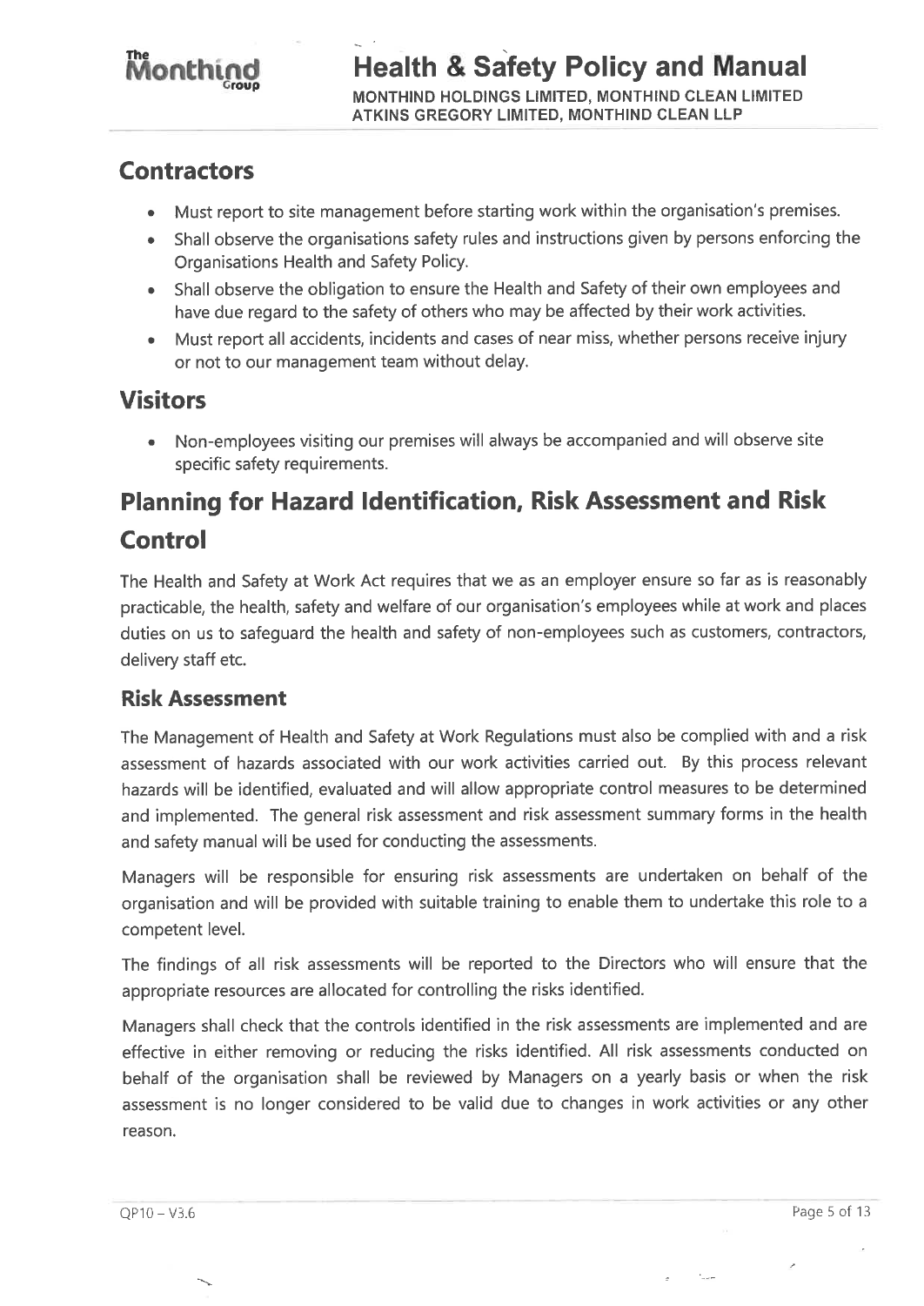## Contractors

- Must report to site management before starting work within the organisation's premises.
- Shall observe the organisations safety rules and instructions given by persons enforcing the Organisations Health and Safety Policy.
- Shall observe the obligation to ensure the Health and Safety of their own employees and have due regard to the safety of others who may be affected by their work activities.
- Must report all accidents, incidents and cases of near miss, whether persons receive injury or not to our management team without delay.

## Visitors

- Non-employees visiting our premises will always be accompanied and will observe site specific safety requirements.

## Planning for Hazard Identification, Risk Assessment and Risk Control

The Health and Safety at Work Act requires that we as an employer ensure so far as is reasonably practicable, the health, safety and welfare of our organisation's employees while at work and places duties on us to safeguard the health and safety of non-employees such as customers, contractors, delivery staff etc.

### Risk Assessment

The Management of Health and Safety at Work Regulations must also be complied with and a risk assessment of hazards associated with our work activities carried out. By this process relevant hazards will be identified, evaluated and will allow appropriate control measures to be determined and implemented. The general risk assessment and risk assessment summary forms in the health and safety manual will be used for conducting the assessments.

Managers will be responsible for ensuring risk assessments are undertaken on behalf of the organisation and will be provided with suitable training to enable them to undertake this role to a competent level.

The findings of all risk assessments will be reported to the Directors who will ensure that the appropriate resources are allocated for controlling the risks identified.

Managers shall check that the controls identified in the risk assessments are implemented and are effective in either removing or reducing the risks identified. All risk assessments conducted on behalf of the organisation shall be reviewed by Managers on a yearly basis or when the risk assessment is no longer considered to be valid due to changes in work activities or any other reason.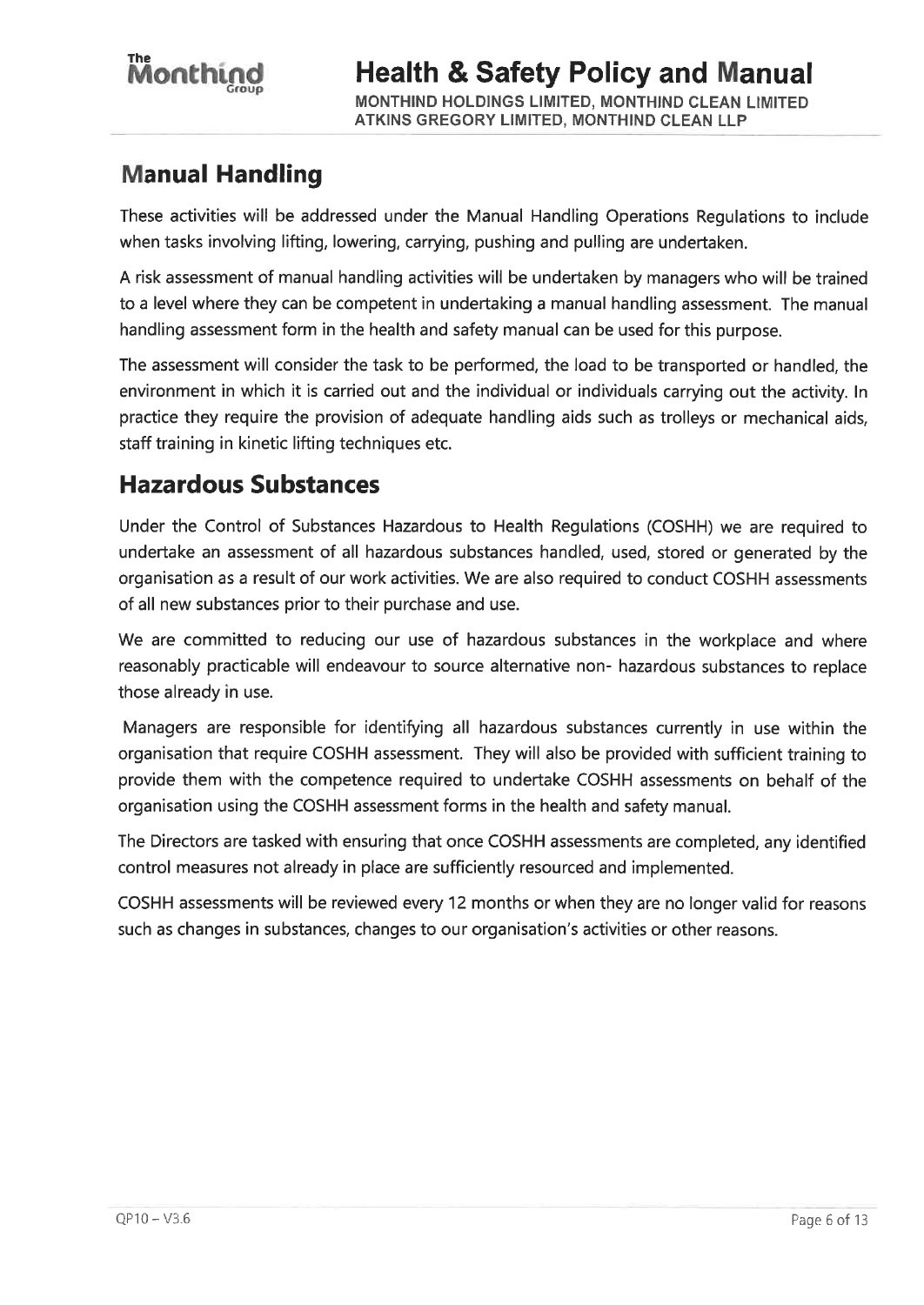## Manual Handling

These activities will be addressed under the Manual Handling Operations Regulations to include when tasks involving lifting, lowering, carrying, pushing and pulling are undertaken.

A risk assessment of manual handling activities will be undertaken by managers who will be trained to a level where they can be competent in undertaking a manual handling assessment. The manual handling assessment form in the health and safety manual can be used for this purpose.

The assessment will consider the task to be performed, the load to be transported or handled, the environment in which it is carried out and the individual or individuals carrying out the activity. In practice they require the provision of adequate handling aids such as trolleys or mechanical aids, staff training in kinetic lifting techniques etc.

## Hazardous Substances

Under the Control of Substances Hazardous to Health Regulations (COSHH) we are required to undertake an assessment of all hazardous substances handled, used, stored or generated by the organisation as a result of our work activities. We are also required to conduct COSHH assessments of all new substances prior to their purchase and use.

We are committed to reducing our use of hazardous substances in the workplace and where reasonably practicable will endeavour to source alternative non- hazardous substances to replace those already in use.

Managers are responsible for identifying all hazardous substances currently in use within the organisation that require COSHH assessment. They will also be provided with sufficient training to provide them with the competence required to undertake COSHH assessments on behalf of the organisation using the COSHH assessment forms in the health and safety manual.

The Directors are tasked with ensuring that once COSHH assessments are completed, any identified control measures not already in place are sufficiently resourced and implemented.

COSHH assessments will be reviewed every 12 months or when they are no longer valid for reasons such as changes in substances, changes to our organisation's activities or other reasons.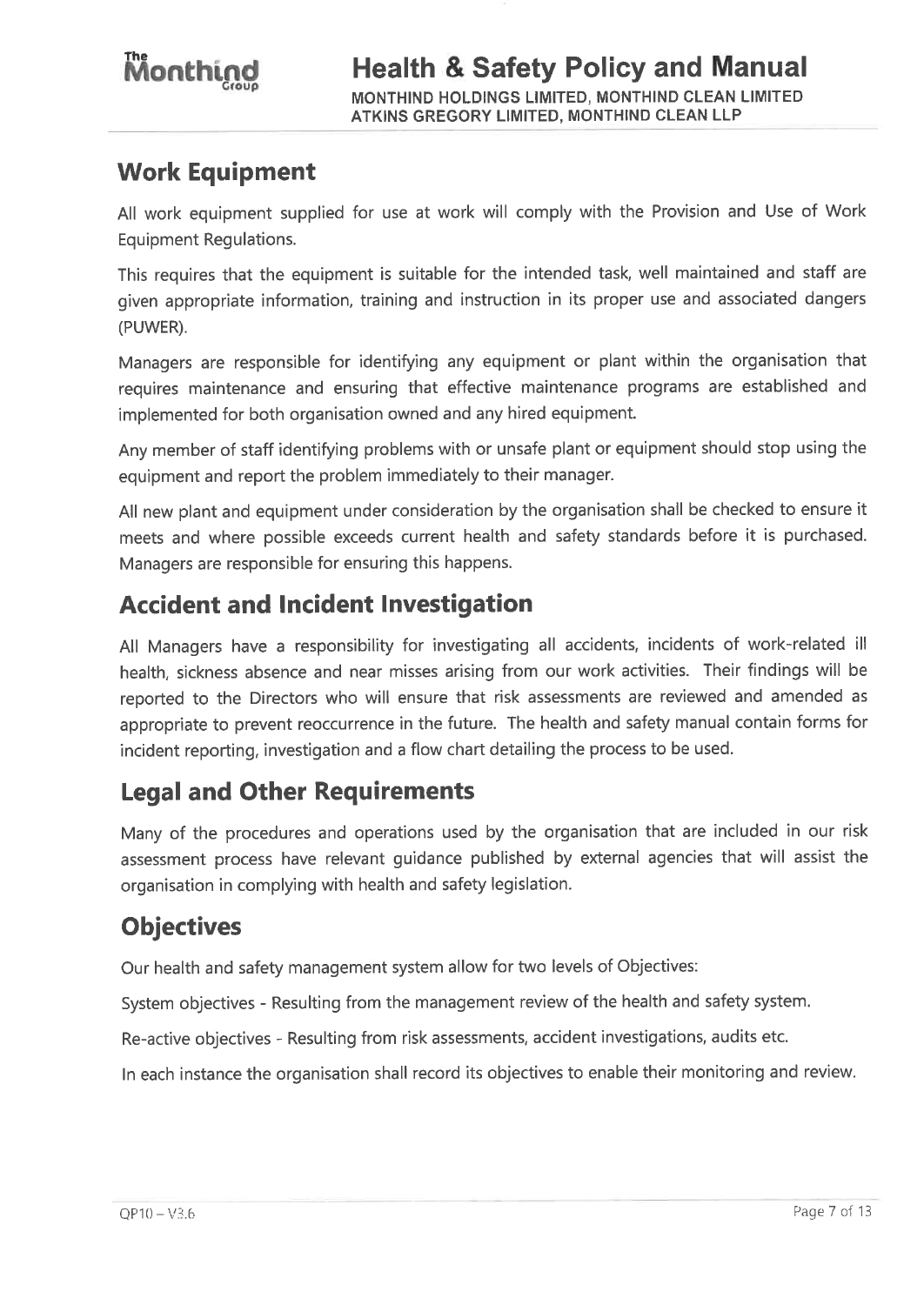## Work Equipment

All work equipment supplied for use at work will comply with the Provision and Use of Work Equipment Regulations.

This requires that the equipment is suitable for the intended task, well maintained and staff are given appropriate information, training and instruction in its proper use and associated dangers (PUWER).

Managers are responsible for identifying any equipment or plant within the organisation that requires maintenance and ensuring that effective maintenance programs are established and implemented for both organisation owned and any hired equipment.

Any member of staff identifying problems with or unsafe plant or equipment should stop using the equipment and report the problem immediately to their manager.

All new plant and equipment under consideration by the organisation shall be checked to ensure it meets and where possible exceeds current health and safety standards before it is purchased. Managers are responsible for ensuring this happens.

## Accident and Incident Investigation

All Managers have a responsibility for investigating all accidents, incidents of work-related ill health, sickness absence and near misses arising from our work activities. Their findings will be reported to the Directors who will ensure that risk assessments are reviewed and amended as appropriate to prevent reoccurrence in the future. The health and safety manual contain forms for incident reporting, investigation and a flow chart detailing the process to be used.

## Legal and Other Requirements

Many of the procedures and operations used by the organisation that are included in our risk assessment process have relevant guidance published by external agencies that will assist the organisation in complying with health and safety legislation.

## Objectives

Our health and safety management system allow for two levels of Objectives:

System objectives - Resulting from the management review of the health and safety system.

Re-active objectives - Resulting from risk assessments, accident investigations, audits etc.

In each instance the organisation shall record its objectives to enable their monitoring and review.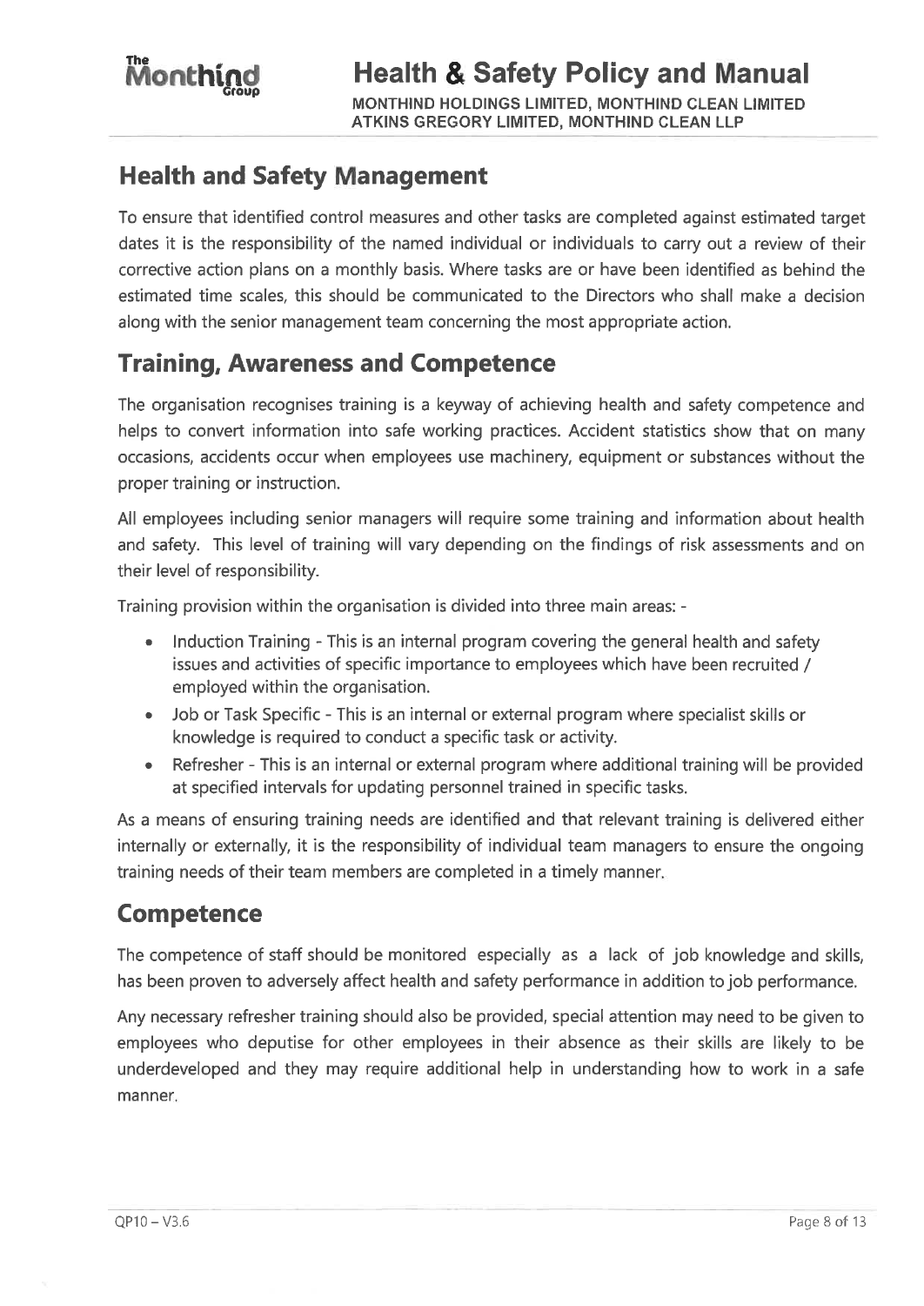## Health and Safety Management

To ensure that identified control measures and other tasks are completed against estimated target dates it is the responsibility of the named individual or individuals to carry out a review of their corrective action plans on a monthly basis. Where tasks are or have been identified as behind the estimated time scales, this should be communicated to the Directors who shall make a decision along with the senior management team concerning the most appropriate action.

## Training, Awareness and Competence

The organisation recognises training is a keyway of achieving health and safety competence and helps to convert information into safe working practices. Accident statistics show that on many occasions, accidents occur when employees use machinery, equipment or substances without the proper training or instruction.

All employees including senior managers will require some training and information about health and safety. This level of training will vary depending on the findings of risk assessments and on their level of responsibility.

Training provision within the organisation is divided into three main areas: -

- Induction Training - This is an internal program covering the general health and safety issues and activities of specific importance to employees which have been recruited / employed within the organisation.
- Job or Task Specific - This is an internal or external program where specialist skills or knowledge is required to conduct a specific task or activity.
- Refresher - This is an internal or external program where additional training will be provided at specified intervals for updating personnel trained in specific tasks.

As a means of ensuring training needs are identified and that relevant training is delivered either internally or externally, it is the responsibility of individual team managers to ensure the ongoing training needs of their team members are completed in a timely manner.

## Competence

The competence of staff should be monitored especially as a lack of job knowledge and skills, has been proven to adversely affect health and safety performance in addition to job performance.

Any necessary refresher training should also be provided, special attention may need to be given to employees who deputise for other employees in their absence as their skills are likely to be underdeveloped and they may require additional help in understanding how to work in a safe manner.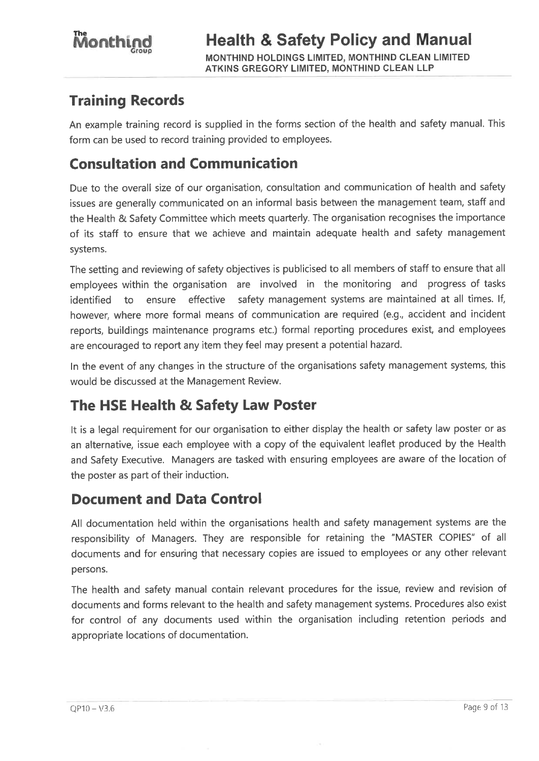## Training Records

An example training record is supplied in the forms section of the health and safety manual. This form can be used to record training provided to employees.

## Consultation and Communication

Due to the overall size of our organisation, consultation and communication of health and safety issues are generally communicated on an informal basis between the management team, staff and the Health & Safety Committee which meets quarterly. The organisation recognises the importance of its staff to ensure that we achieve and maintain adequate health and safety management systems.

The setting and reviewing of safety objectives is publicised to all members of staff to ensure that all employees within the organisation are involved in the monitoring and progress of tasks identified to ensure effective safety management systems are maintained at all times. If, however, where more formal means of communication are required (e.g., accident and incident reports, buildings maintenance programs etc.) formal reporting procedures exist, and employees are encouraged to report any item they feel may present a potential hazard.

In the event of any changes in the structure of the organisations safety management systems, this would be discussed at the Management Review.

## The HSE Health & Safety Law Poster

It is a legal requirement for our organisation to either display the health or safety law poster or as an alternative, issue each employee with a copy of the equivalent leaflet produced by the Health and Safety Executive. Managers are tasked with ensuring employees are aware of the location of the poster as part of their induction.

## Document and Data Control

All documentation held within the organisations health and safety management systems are the responsibility of Managers. They are responsible for retaining the "MASTER COPIES" of all documents and for ensuring that necessary copies are issued to employees or any other relevant persons.

The health and safety manual contain relevant procedures for the issue, review and revision of documents and forms relevant to the health and safety management systems. Procedures also exist for control of any documents used within the organisation including retention periods and appropriate locations of documentation.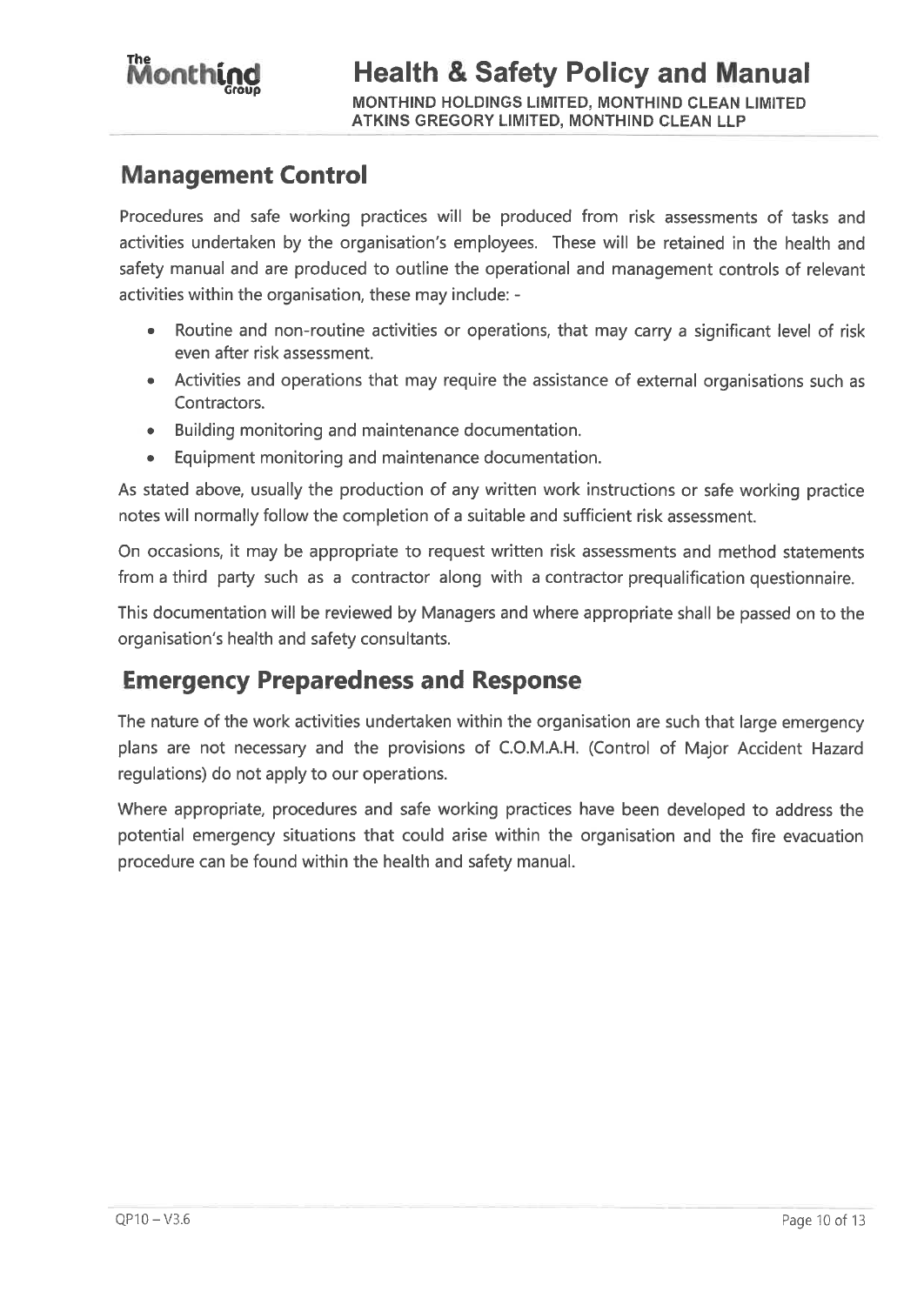## Management Control

Procedures and safe working practices will be produced from risk assessments of tasks and activities undertaken by the organisation's employees. These will be retained in the health and safety manual and are produced to outline the operational and management controls of relevant activities within the organisation, these may include: -

- Routine and non-routine activities or operations, that may carry a significant level of risk even after risk assessment.
- Activities and operations that may require the assistance of external organisations such as Contractors.
- Building monitoring and maintenance documentation.
- Equipment monitoring and maintenance documentation.

As stated above, usually the production of any written work instructions or safe working practice notes will normally follow the completion of a suitable and sufficient risk assessment.

On occasions, it may be appropriate to request written risk assessments and method statements from a third party such as a contractor along with a contractor prequalification questionnaire.

This documentation will be reviewed by Managers and where appropriate shall be passed on to the organisation's health and safety consultants.

## Emergency Preparedness and Response

The nature of the work activities undertaken within the organisation are such that large emergency plans are not necessary and the provisions of C.O.M.A.H. (Control of Major Accident Hazard regulations) do not apply to our operations.

Where appropriate, procedures and safe working practices have been developed to address the potential emergency situations that could arise within the organisation and the fire evacuation procedure can be found within the health and safety manual.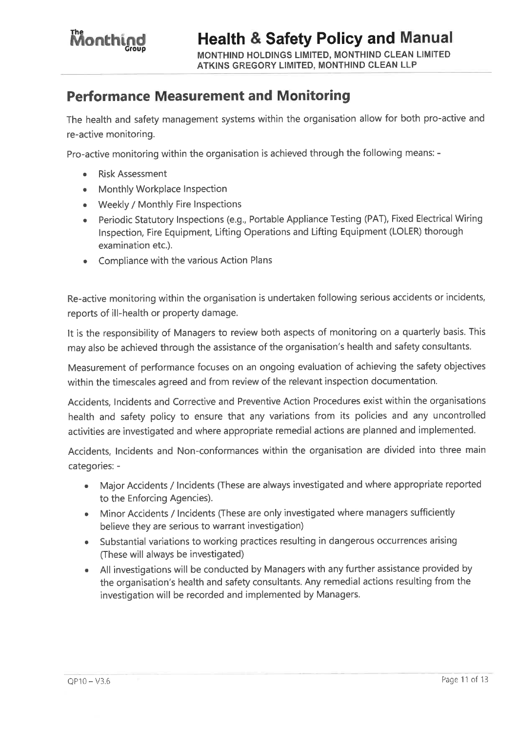## Performance Measurement and Monitoring

The health and safety management systems within the organisation allow for both pro-active and re-active monitoring.

Pro-active monitoring within the organisation is achieved through the following means: -

- Risk Assessment
- Monthly Workplace Inspection
- Weekly / Monthly Fire Inspections
- Periodic Statutory Inspections (e.g., Portable Appliance Testing (PAT), Fixed Electrical Wiring Inspection, Fire Equipment, Lifting Operations and Lifting Equipment (LOLER) thorough examination etc.).
- Compliance with the various Action Plans

Re-active monitoring within the organisation is undertaken following serious accidents or incidents, reports of ill-health or property damage.

It is the responsibility of Managers to review both aspects of monitoring on a quarterly basis. This may also be achieved through the assistance of the organisation's health and safety consultants.

Measurement of performance focuses on an ongoing evaluation of achieving the safety objectives within the timescales agreed and from review of the relevant inspection documentation.

Accidents, Incidents and Corrective and Preventive Action Procedures exist within the organisations health and safety policy to ensure that any variations from its policies and any uncontrolled activities are investigated and where appropriate remedial actions are planned and implemented.

Accidents, Incidents and Non-conformances within the organisation are divided into three main categories: -

- Major Accidents / Incidents (These are always investigated and where appropriate reported to the Enforcing Agencies).
- Minor Accidents / Incidents (These are only investigated where managers sufficiently believe they are serious to warrant investigation)
- Substantial variations to working practices resulting in dangerous occurrences arising (These will always be investigated)
- All investigations will be conducted by Managers with any further assistance provided by the organisation's health and safety consultants. Any remedial actions resulting from the investigation will be recorded and implemented by Managers.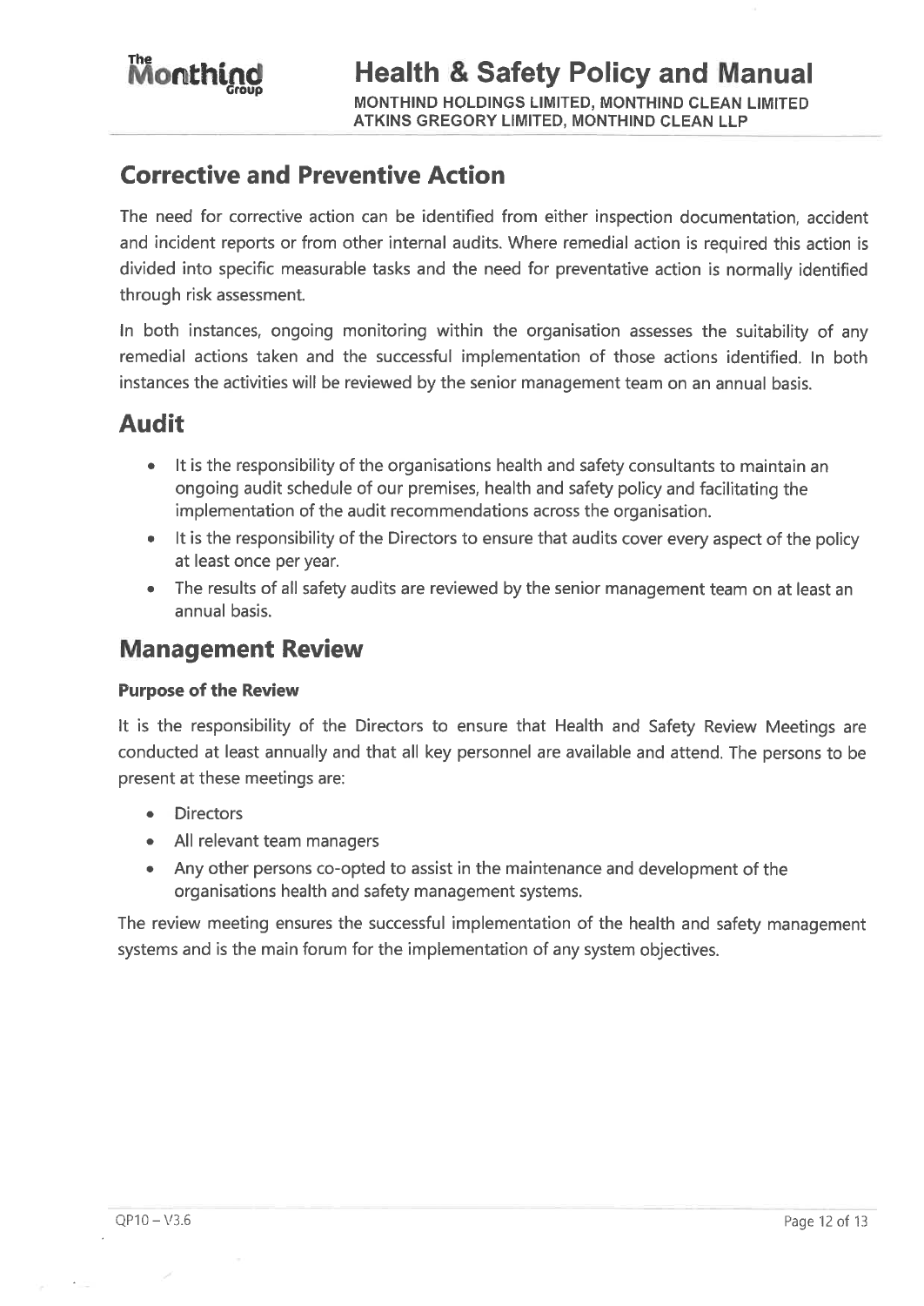## Corrective and Preventive Action

The need for corrective action can be identified from either inspection documentation, accident and incident reports or from other internal audits. Where remedial action is required this action is divided into specific measurable tasks and the need for preventative action is normally identified through risk assessment.

In both instances, ongoing monitoring within the organisation assesses the suitability of any remedial actions taken and the successful implementation of those actions identified. In both instances the activities will be reviewed by the senior management team on an annual basis.

## Audit

- It is the responsibility of the organisations health and safety consultants to maintain an ongoing audit schedule of our premises, health and safety policy and facilitating the implementation of the audit recommendations across the organisation.
- It is the responsibility of the Directors to ensure that audits cover every aspect of the policy at least once per year.
- The results of all safety audits are reviewed by the senior management team on at least an annual basis.

## Management Review

### Purpose of the Review

It is the responsibility of the Directors to ensure that Health and Safety Review Meetings are conducted at least annually and that all key personnel are available and attend. The persons to be present at these meetings are:

- Directors
- All relevant team managers
- Any other persons co-opted to assist in the maintenance and development of the organisations health and safety management systems.

The review meeting ensures the successful implementation of the health and safety management systems and is the main forum for the implementation of any system objectives.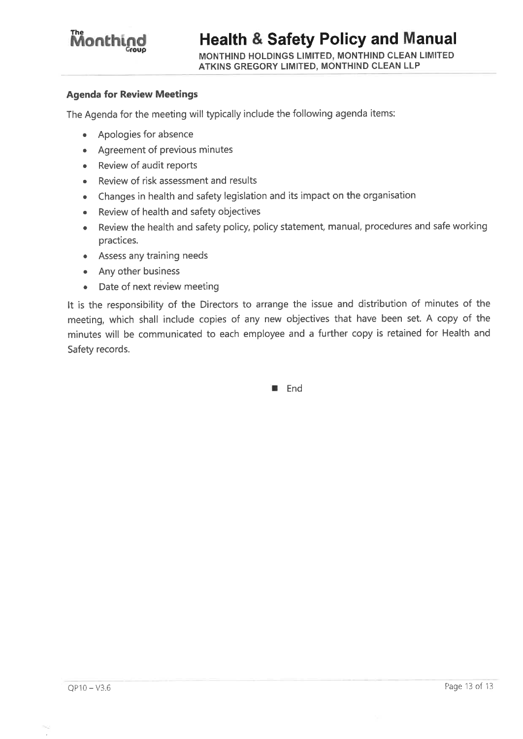### Agenda for Review Meetings

The Agenda for the meeting will typically include the following agenda items:

- Apologies for absence
- Agreement of previous minutes
- Review of audit reports
- Review of risk assessment and results
- Changes in health and safety legislation and its impact on the organisation
- Review of health and safety objectives
- Review the health and safety policy, policy statement, manual, procedures and safe working practices.
- Assess any training needs
- Any other business
- Date of next review meeting

It is the responsibility of the Directors to arrange the issue and distribution of minutes of the meeting, which shall include copies of any new objectives that have been set. A copy of the minutes will be communicated to each employee and a further copy is retained for Health and Safety records.

- End